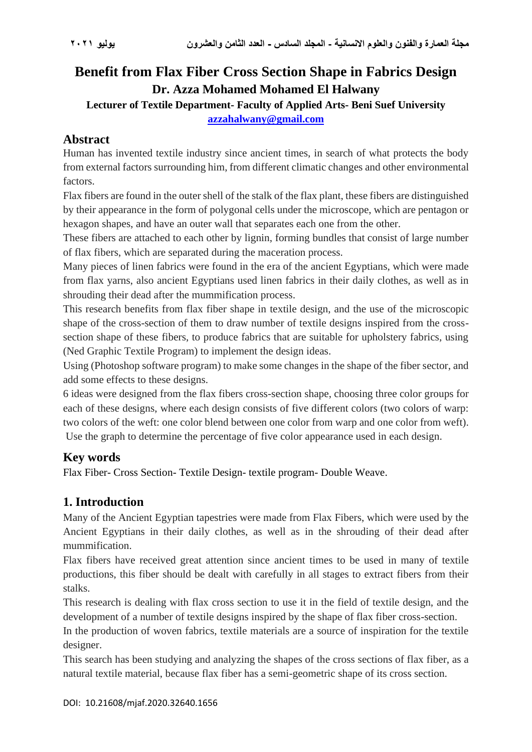# Benefit from Flax Fiber Cross Section Shape in Fabrics Design

## Dr. Azza Mohamed Mohamed El Halwany

**Lecturer of Textile Department- Faculty of Applied Arts- Beni Suef University**

**azzahalwany@gmail.com**

## Abstract

Human has invented textile industry since ancient times, in search of what protects the body from external factors surrounding him, from different climatic changes and other environmental factors.

Flax fibers are found in the outer shell of the stalk of the flax plant, these fibers are distinguished by their appearance in the form of polygonal cells under the microscope, which are pentagon or hexagon shapes, and have an outer wall that separates each one from the other.

These fibers are attached to each other by lignin, forming bundles that consist of large number of flax fibers, which are separated during the maceration process.

Many pieces of linen fabrics were found in the era of the ancient Egyptians, which were made from flax yarns, also ancient Egyptians used linen fabrics in their daily clothes, as well as in shrouding their dead after the mummification process.

This research benefits from flax fiber shape in textile design, and the use of the microscopic shape of the cross-section of them to draw number of textile designs inspired from the cross-section shape of these fibers, to produce fabrics that are suitable for upholstery fabrics, using (Ned Graphic Textile Program) to implement the design ideas.

Using (Photoshop software program) to make some changes in the shape of the fiber sector, and add some effects to these designs.

6 ideas were designed from the flax fibers cross-section shape, choosing three color groups for each of these designs, where each design consists of five different colors (two colors of warp: two colors of the weft: one color blend between one color from warp and one color from weft). Use the graph to determine the percentage of five color appearance used in each design.

## Key words

Flax Fiber- Cross Section- Textile Design- textile program- Double Weave.

## 1. Introduction

Many of the Ancient Egyptian tapestries were made from Flax Fibers, which were used by the Ancient Egyptians in their daily clothes, as well as in the shrouding of their dead after mummification.

Flax fibers have received great attention since ancient times to be used in many of textile productions, this fiber should be dealt with carefully in all stages to extract fibers from their stalks.

This research is dealing with flax cross section to use it in the field of textile design, and the development of a number of textile designs inspired by the shape of flax fiber cross-section.

In the production of woven fabrics, textile materials are a source of inspiration for the textile designer.

This search has been studying and analyzing the shapes of the cross sections of flax fiber, as a natural textile material, because flax fiber has a semi-geometric shape of its cross section.

DOI: 10.21608/mjaf.2020.32640.1656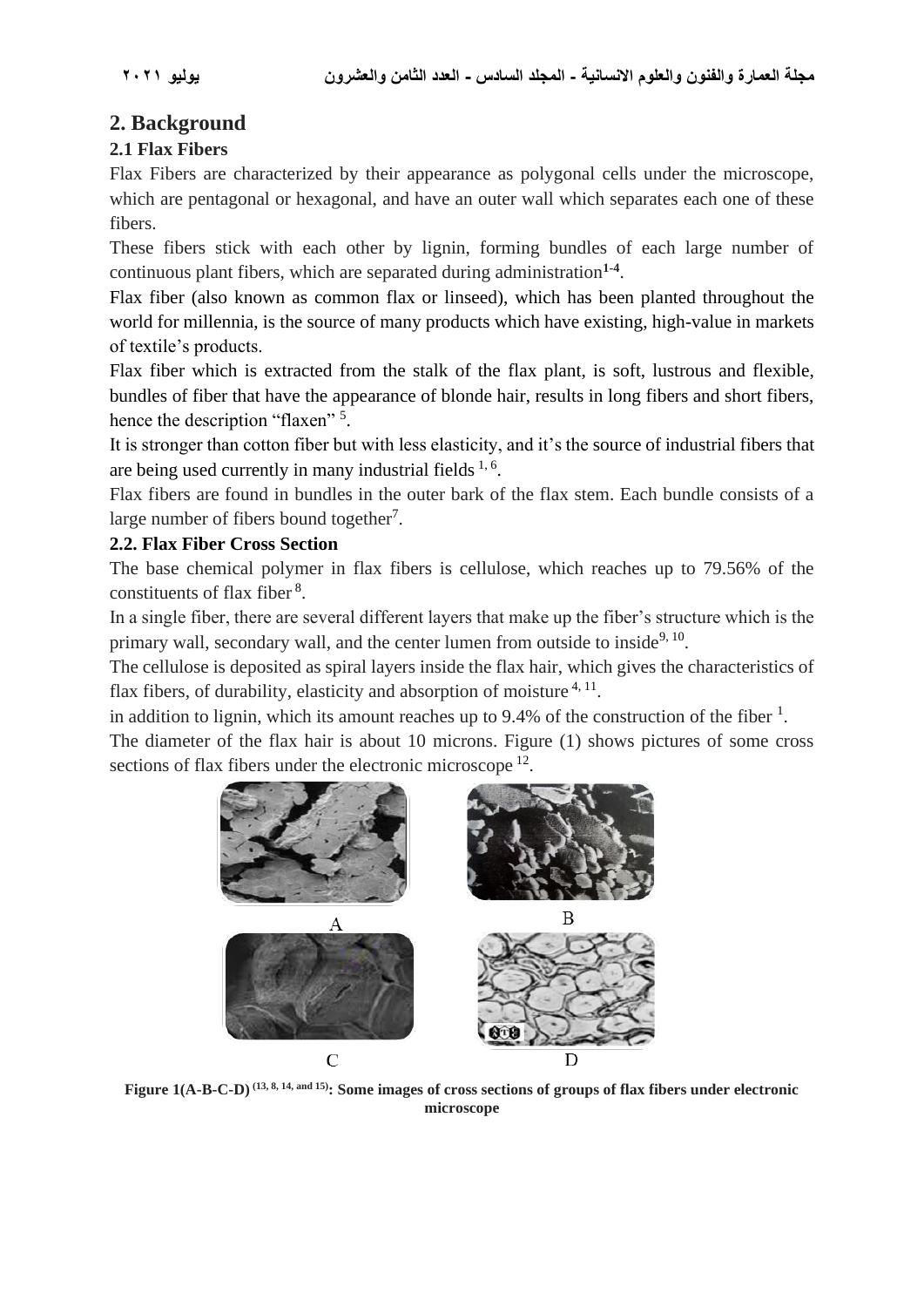## 2. Background

### 2.1 Flax Fibers

Flax Fibers are characterized by their appearance as polygonal cells under the microscope, which are pentagonal or hexagonal, and have an outer wall which separates each one of these fibers.

These fibers stick with each other by lignin, forming bundles of each large number of continuous plant fibers, which are separated during administration[1-4].

Flax fiber (also known as common flax or linseed), which has been planted throughout the world for millennia, is the source of many products which have existing, high-value in markets of textile's products.

Flax fiber which is extracted from the stalk of the flax plant, is soft, lustrous and flexible, bundles of fiber that have the appearance of blonde hair, results in long fibers and short fibers, hence the description "flaxen" [5].

It is stronger than cotton fiber but with less elasticity, and it's the source of industrial fibers that are being used currently in many industrial fields [1, 6].

Flax fibers are found in bundles in the outer bark of the flax stem. Each bundle consists of a large number of fibers bound together[7].

### 2.2. Flax Fiber Cross Section

The base chemical polymer in flax fibers is cellulose, which reaches up to 79.56% of the constituents of flax fiber [8].

In a single fiber, there are several different layers that make up the fiber's structure which is the primary wall, secondary wall, and the center lumen from outside to inside[9, 10].

The cellulose is deposited as spiral layers inside the flax hair, which gives the characteristics of flax fibers, of durability, elasticity and absorption of moisture [4, 11].

in addition to lignin, which its amount reaches up to 9.4% of the construction of the fiber [1].

The diameter of the flax hair is about 10 microns. Figure (1) shows pictures of some cross sections of flax fibers under the electronic microscope [12].

A

B

C

D

**Figure 1(A-B-C-D) (13, 8, 14, and 15): Some images of cross sections of groups of flax fibers under electronic microscope**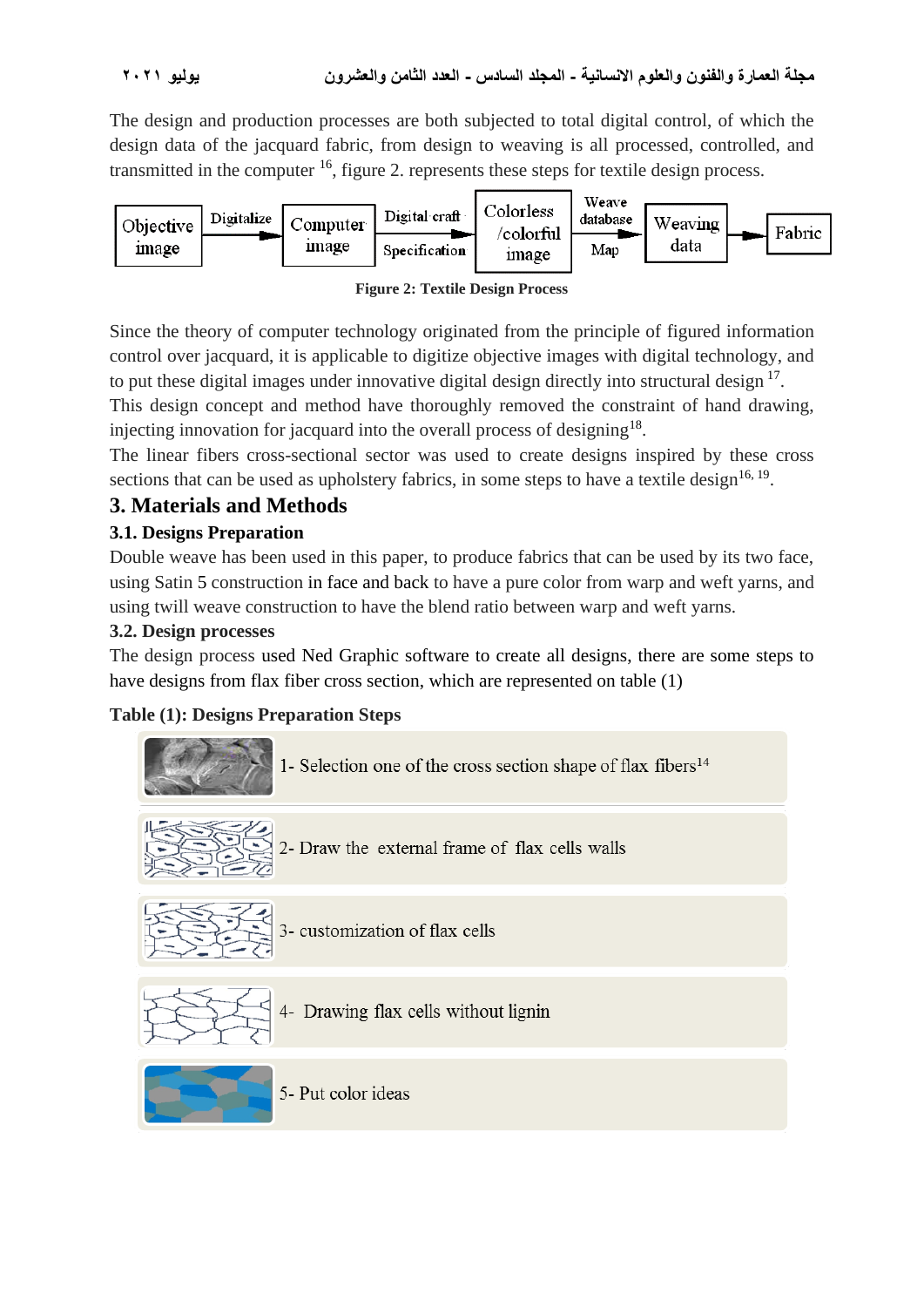The design and production processes are both subjected to total digital control, of which the design data of the jacquard fabric, from design to weaving is all processed, controlled, and transmitted in the computer [16], figure 2. represents these steps for textile design process.

Objective image → Digitalize → Computer image → Digital craft Specification → Colorless /colorful image → Weave database Map → Weaving data → Fabric

**Figure 2: Textile Design Process**

Since the theory of computer technology originated from the principle of figured information control over jacquard, it is applicable to digitize objective images with digital technology, and to put these digital images under innovative digital design directly into structural design [17].
This design concept and method have thoroughly removed the constraint of hand drawing, injecting innovation for jacquard into the overall process of designing[18].
The linear fibers cross-sectional sector was used to create designs inspired by these cross sections that can be used as upholstery fabrics, in some steps to have a textile design[16, 19].

## 3. Materials and Methods

### 3.1. Designs Preparation

Double weave has been used in this paper, to produce fabrics that can be used by its two face, using Satin 5 construction in face and back to have a pure color from warp and weft yarns, and using twill weave construction to have the blend ratio between warp and weft yarns.

### 3.2. Design processes

The design process used Ned Graphic software to create all designs, there are some steps to have designs from flax fiber cross section, which are represented on table (1)

**Table (1): Designs Preparation Steps**

1- Selection one of the cross section shape of flax fibers[14]

2- Draw the external frame of flax cells walls

3- customization of flax cells

4- Drawing flax cells without lignin

5- Put color ideas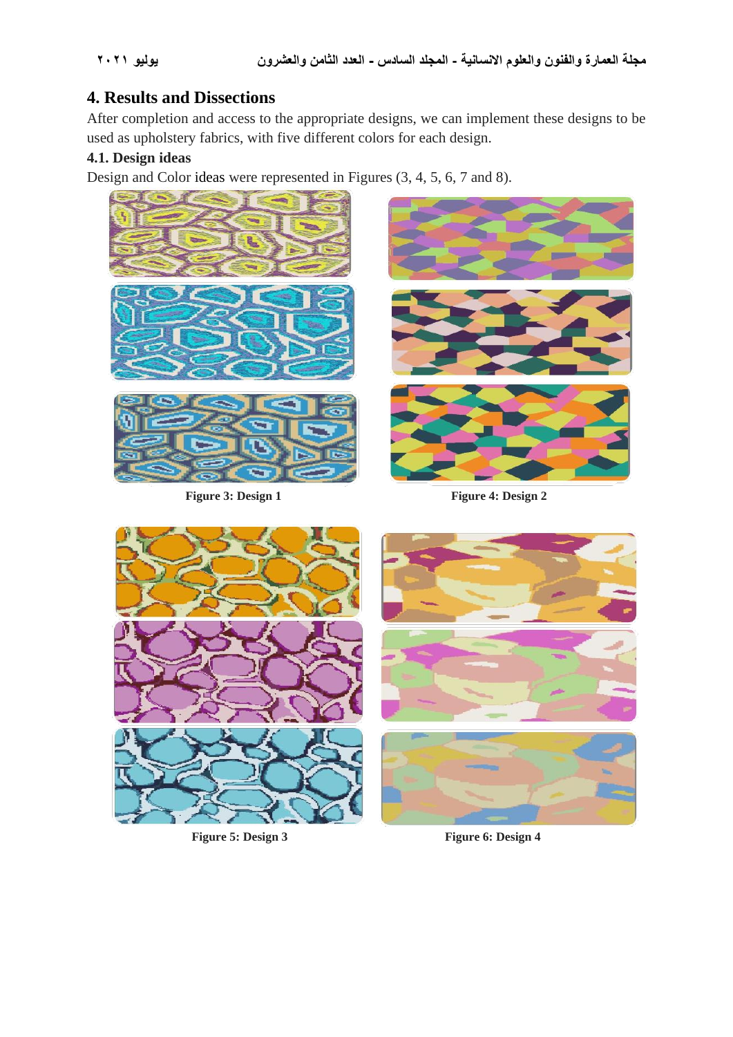## 4. Results and Dissections

After completion and access to the appropriate designs, we can implement these designs to be used as upholstery fabrics, with five different colors for each design.

### 4.1. Design ideas

Design and Color ideas were represented in Figures (3, 4, 5, 6, 7 and 8).

Figure 3: Design 1

Figure 4: Design 2

Figure 5: Design 3

Figure 6: Design 4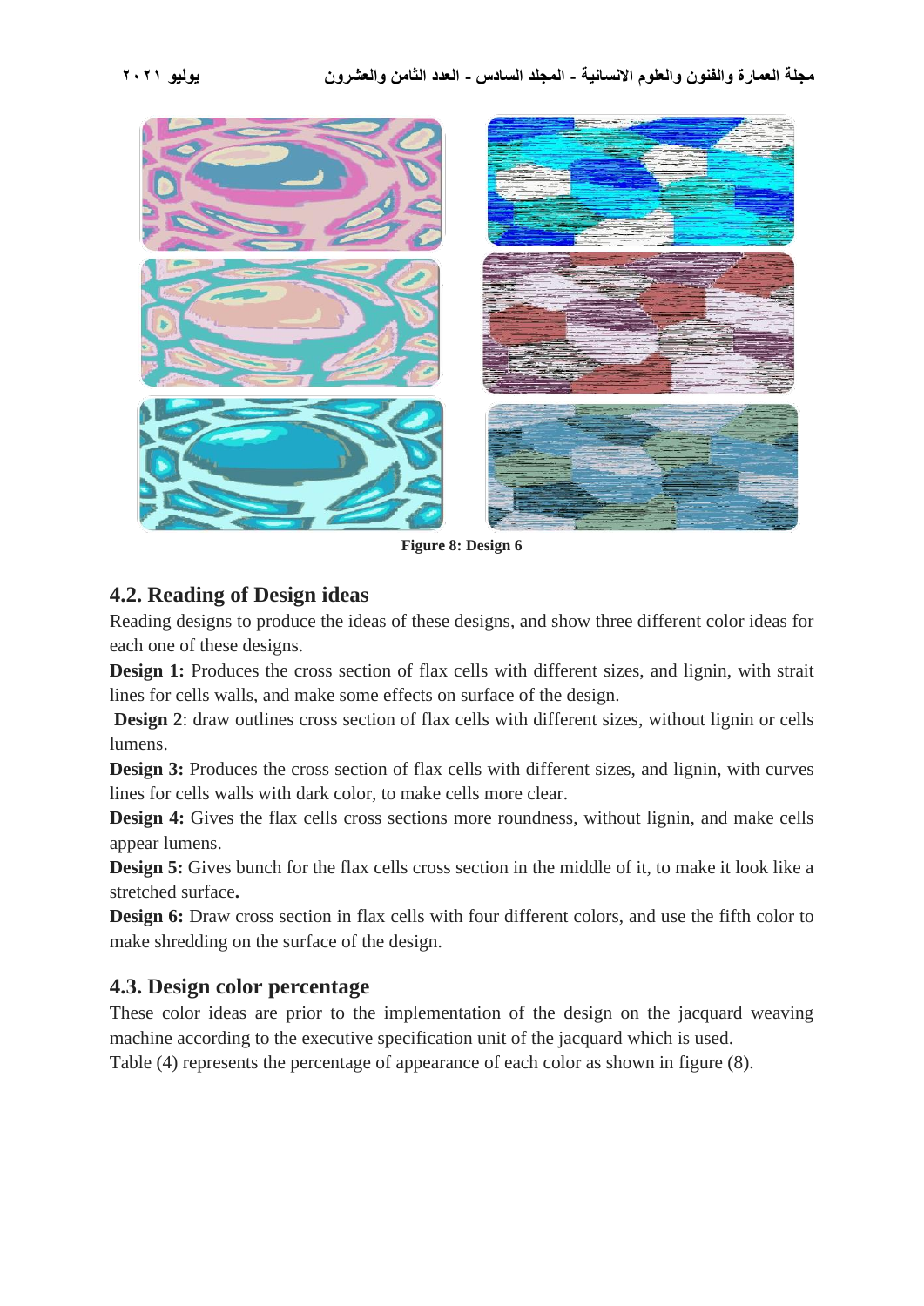Figure 8: Design 6

## 4.2. Reading of Design ideas

Reading designs to produce the ideas of these designs, and show three different color ideas for each one of these designs.

**Design 1:** Produces the cross section of flax cells with different sizes, and lignin, with strait lines for cells walls, and make some effects on surface of the design.

**Design 2**: draw outlines cross section of flax cells with different sizes, without lignin or cells lumens.

**Design 3:** Produces the cross section of flax cells with different sizes, and lignin, with curves lines for cells walls with dark color, to make cells more clear.

**Design 4:** Gives the flax cells cross sections more roundness, without lignin, and make cells appear lumens.

**Design 5:** Gives bunch for the flax cells cross section in the middle of it, to make it look like a stretched surface**.**

**Design 6:** Draw cross section in flax cells with four different colors, and use the fifth color to make shredding on the surface of the design.

## 4.3. Design color percentage

These color ideas are prior to the implementation of the design on the jacquard weaving machine according to the executive specification unit of the jacquard which is used.

Table (4) represents the percentage of appearance of each color as shown in figure (8).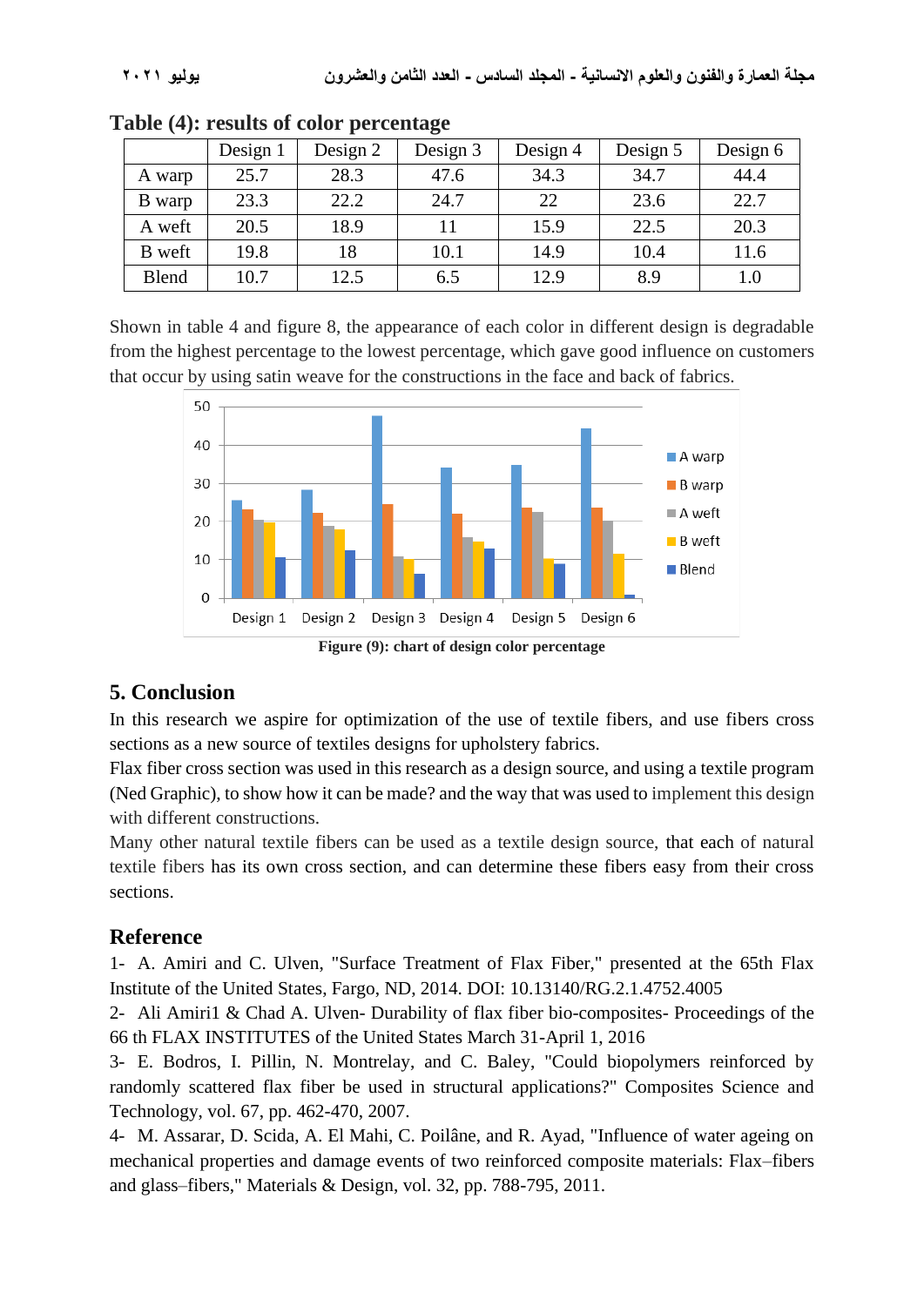**Table (4): results of color percentage**

| | Design 1 | Design 2 | Design 3 | Design 4 | Design 5 | Design 6 |
|---|---|---|---|---|---|---|
| A warp | 25.7 | 28.3 | 47.6 | 34.3 | 34.7 | 44.4 |
| B warp | 23.3 | 22.2 | 24.7 | 22 | 23.6 | 22.7 |
| A weft | 20.5 | 18.9 | 11 | 15.9 | 22.5 | 20.3 |
| B weft | 19.8 | 18 | 10.1 | 14.9 | 10.4 | 11.6 |
| Blend | 10.7 | 12.5 | 6.5 | 12.9 | 8.9 | 1.0 |

Shown in table 4 and figure 8, the appearance of each color in different design is degradable from the highest percentage to the lowest percentage, which gave good influence on customers that occur by using satin weave for the constructions in the face and back of fabrics.

**Figure (9): chart of design color percentage**

## 5. Conclusion

In this research we aspire for optimization of the use of textile fibers, and use fibers cross sections as a new source of textiles designs for upholstery fabrics.

Flax fiber cross section was used in this research as a design source, and using a textile program (Ned Graphic), to show how it can be made? and the way that was used to implement this design with different constructions.

Many other natural textile fibers can be used as a textile design source, that each of natural textile fibers has its own cross section, and can determine these fibers easy from their cross sections.

## Reference

1- A. Amiri and C. Ulven, "Surface Treatment of Flax Fiber," presented at the 65th Flax Institute of the United States, Fargo, ND, 2014. DOI: 10.13140/RG.2.1.4752.4005

2- Ali Amiri1 & Chad A. Ulven- Durability of flax fiber bio-composites- Proceedings of the 66 th FLAX INSTITUTES of the United States March 31-April 1, 2016

3- E. Bodros, I. Pillin, N. Montrelay, and C. Baley, "Could biopolymers reinforced by randomly scattered flax fiber be used in structural applications?" Composites Science and Technology, vol. 67, pp. 462-470, 2007.

4- M. Assarar, D. Scida, A. El Mahi, C. Poilâne, and R. Ayad, "Influence of water ageing on mechanical properties and damage events of two reinforced composite materials: Flax–fibers and glass–fibers," Materials & Design, vol. 32, pp. 788-795, 2011.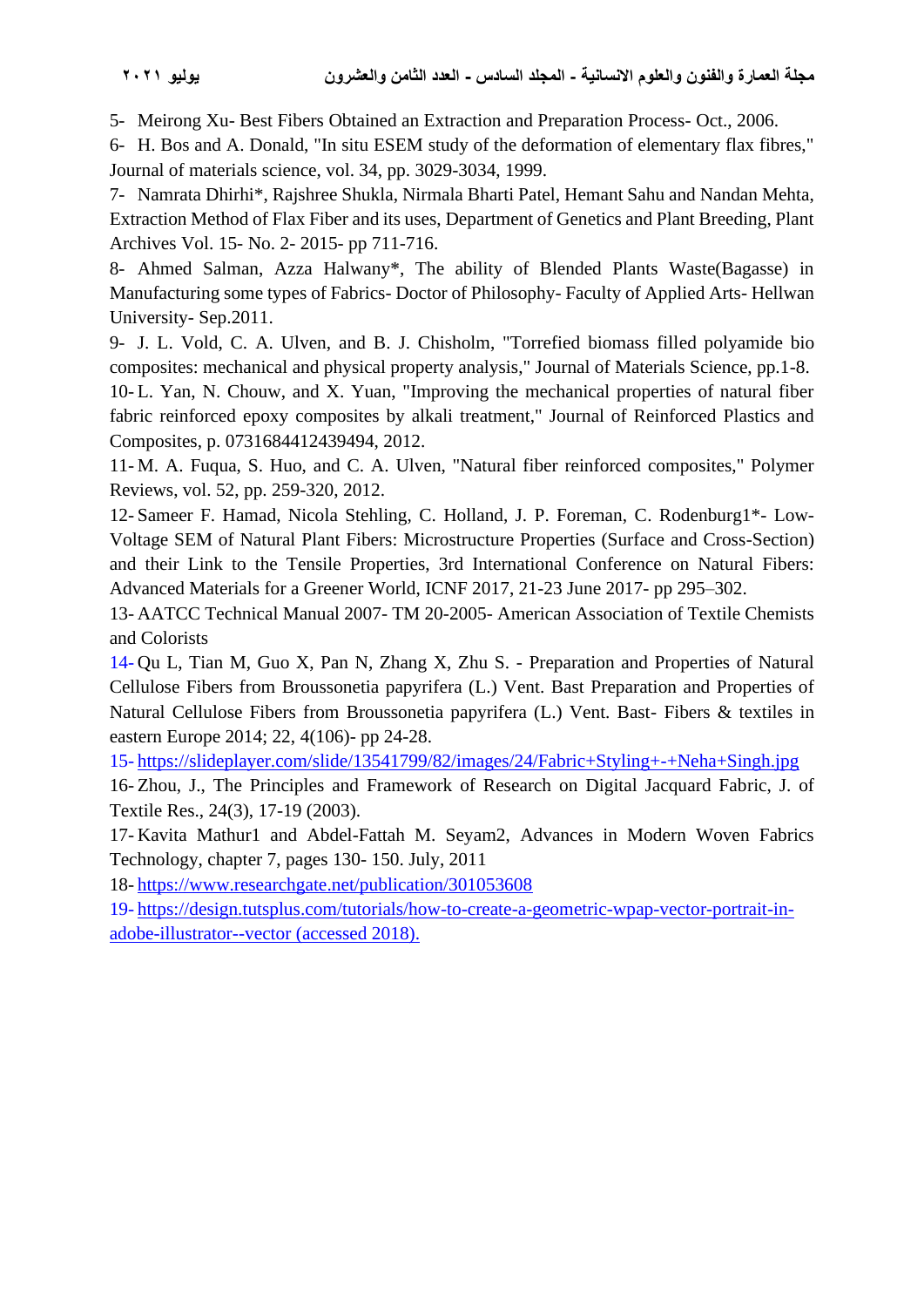5- Meirong Xu- Best Fibers Obtained an Extraction and Preparation Process- Oct., 2006.

6- H. Bos and A. Donald, "In situ ESEM study of the deformation of elementary flax fibres," Journal of materials science, vol. 34, pp. 3029-3034, 1999.

7- Namrata Dhirhi*, Rajshree Shukla, Nirmala Bharti Patel, Hemant Sahu and Nandan Mehta, Extraction Method of Flax Fiber and its uses, Department of Genetics and Plant Breeding, Plant Archives Vol. 15- No. 2- 2015- pp 711-716.

8- Ahmed Salman, Azza Halwany*, The ability of Blended Plants Waste(Bagasse) in Manufacturing some types of Fabrics- Doctor of Philosophy- Faculty of Applied Arts- Hellwan University- Sep.2011.

9- J. L. Vold, C. A. Ulven, and B. J. Chisholm, "Torrefied biomass filled polyamide bio composites: mechanical and physical property analysis," Journal of Materials Science, pp.1-8.

10- L. Yan, N. Chouw, and X. Yuan, "Improving the mechanical properties of natural fiber fabric reinforced epoxy composites by alkali treatment," Journal of Reinforced Plastics and Composites, p. 0731684412439494, 2012.

11- M. A. Fuqua, S. Huo, and C. A. Ulven, "Natural fiber reinforced composites," Polymer Reviews, vol. 52, pp. 259-320, 2012.

12- Sameer F. Hamad, Nicola Stehling, C. Holland, J. P. Foreman, C. Rodenburg1*- Low-Voltage SEM of Natural Plant Fibers: Microstructure Properties (Surface and Cross-Section) and their Link to the Tensile Properties, 3rd International Conference on Natural Fibers: Advanced Materials for a Greener World, ICNF 2017, 21-23 June 2017- pp 295–302.

13- AATCC Technical Manual 2007- TM 20-2005- American Association of Textile Chemists and Colorists

14- Qu L, Tian M, Guo X, Pan N, Zhang X, Zhu S. - Preparation and Properties of Natural Cellulose Fibers from Broussonetia papyrifera (L.) Vent. Bast Preparation and Properties of Natural Cellulose Fibers from Broussonetia papyrifera (L.) Vent. Bast- Fibers & textiles in eastern Europe 2014; 22, 4(106)- pp 24-28.

15- https://slideplayer.com/slide/13541799/82/images/24/Fabric+Styling+-+Neha+Singh.jpg

16- Zhou, J., The Principles and Framework of Research on Digital Jacquard Fabric, J. of Textile Res., 24(3), 17-19 (2003).

17- Kavita Mathur1 and Abdel-Fattah M. Seyam2, Advances in Modern Woven Fabrics Technology, chapter 7, pages 130- 150. July, 2011

18- https://www.researchgate.net/publication/301053608

19- https://design.tutsplus.com/tutorials/how-to-create-a-geometric-wpap-vector-portrait-in-adobe-illustrator--vector (accessed 2018).